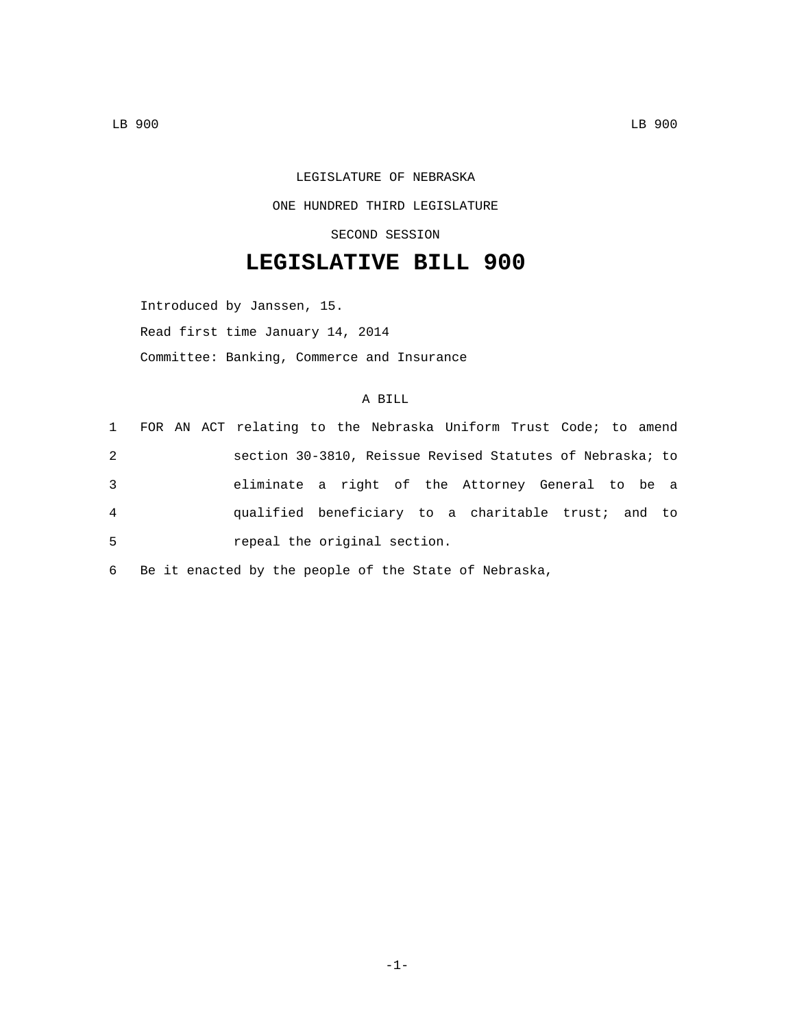LEGISLATURE OF NEBRASKA

ONE HUNDRED THIRD LEGISLATURE

SECOND SESSION

# LEGISLATIVE BILL 900

Introduced by Janssen, 15.

Read first time January 14, 2014

Committee: Banking, Commerce and Insurance

A BILL

1 FOR AN ACT relating to the Nebraska Uniform Trust Code; to amend
2 section 30-3810, Reissue Revised Statutes of Nebraska; to
3 eliminate a right of the Attorney General to be a
4 qualified beneficiary to a charitable trust; and to
5 repeal the original section.

6 Be it enacted by the people of the State of Nebraska,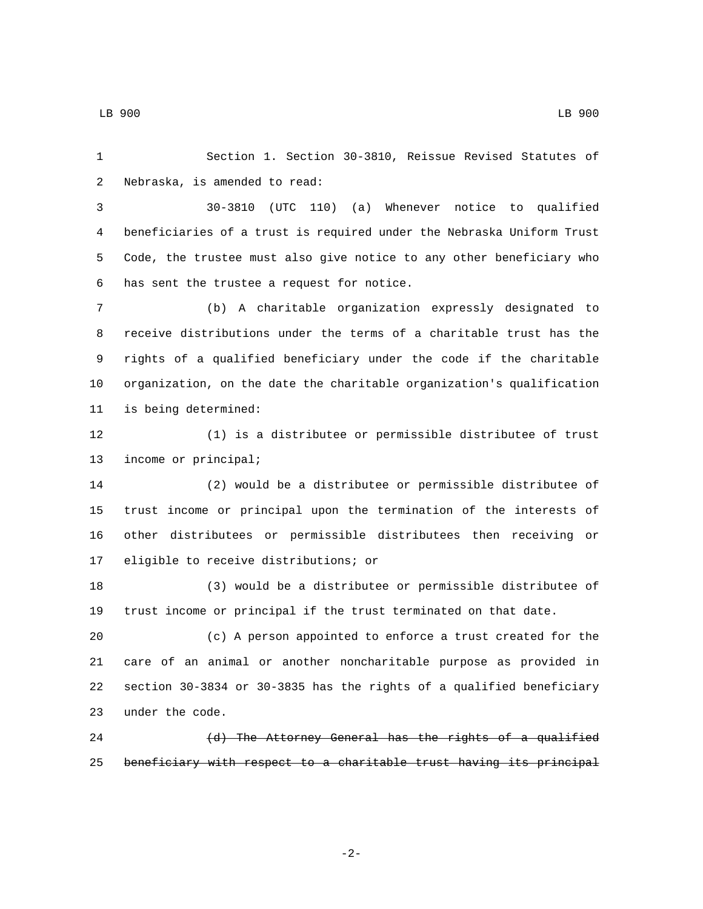Section 1. Section 30-3810, Reissue Revised Statutes of Nebraska, is amended to read:

30-3810 (UTC 110) (a) Whenever notice to qualified beneficiaries of a trust is required under the Nebraska Uniform Trust Code, the trustee must also give notice to any other beneficiary who has sent the trustee a request for notice.

(b) A charitable organization expressly designated to receive distributions under the terms of a charitable trust has the rights of a qualified beneficiary under the code if the charitable organization, on the date the charitable organization's qualification is being determined:

(1) is a distributee or permissible distributee of trust income or principal;

(2) would be a distributee or permissible distributee of trust income or principal upon the termination of the interests of other distributees or permissible distributees then receiving or eligible to receive distributions; or

(3) would be a distributee or permissible distributee of trust income or principal if the trust terminated on that date.

(c) A person appointed to enforce a trust created for the care of an animal or another noncharitable purpose as provided in section 30-3834 or 30-3835 has the rights of a qualified beneficiary under the code.

~~(d) The Attorney General has the rights of a qualified beneficiary with respect to a charitable trust having its principal~~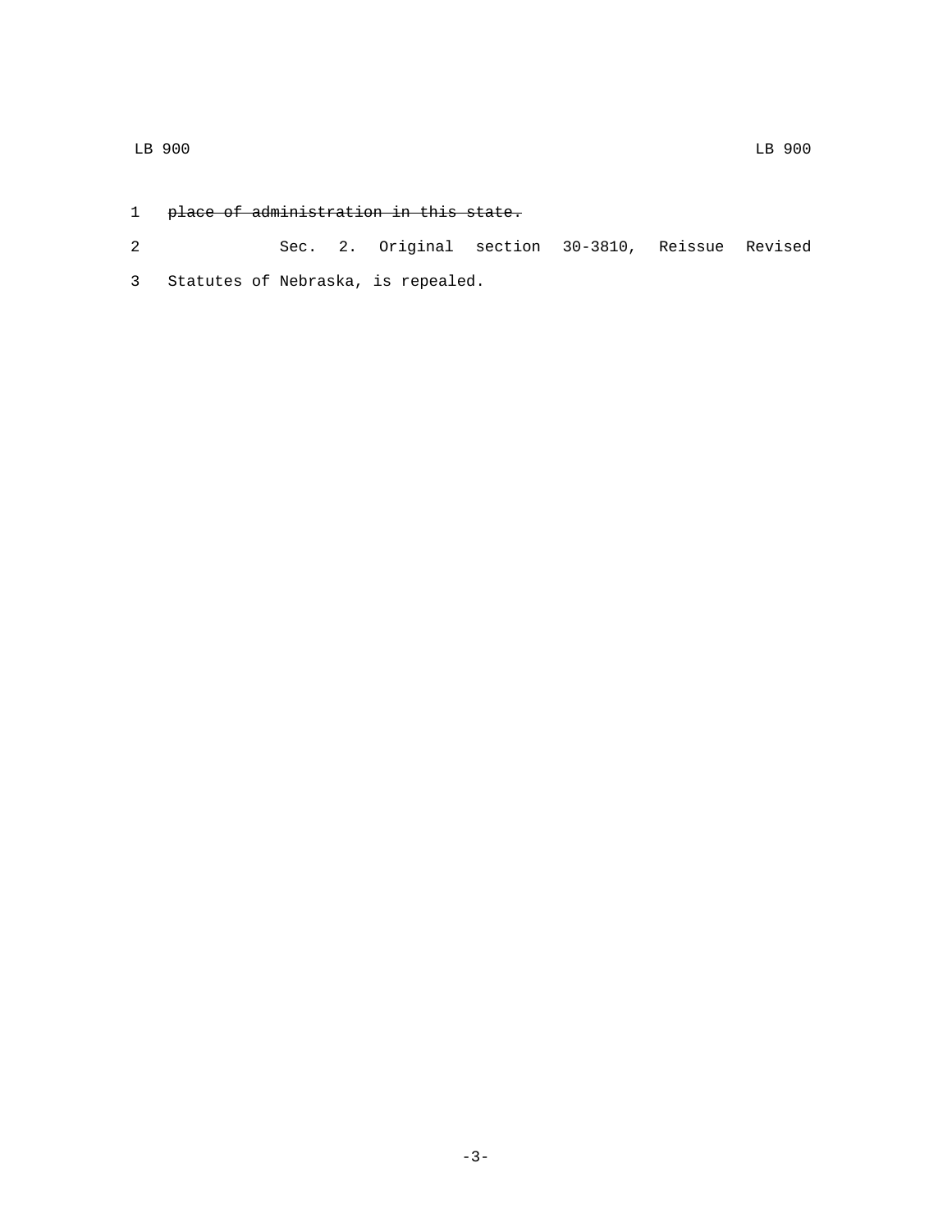1 ~~place of administration in this state.~~

2 Sec. 2. Original section 30-3810, Reissue Revised

3 Statutes of Nebraska, is repealed.